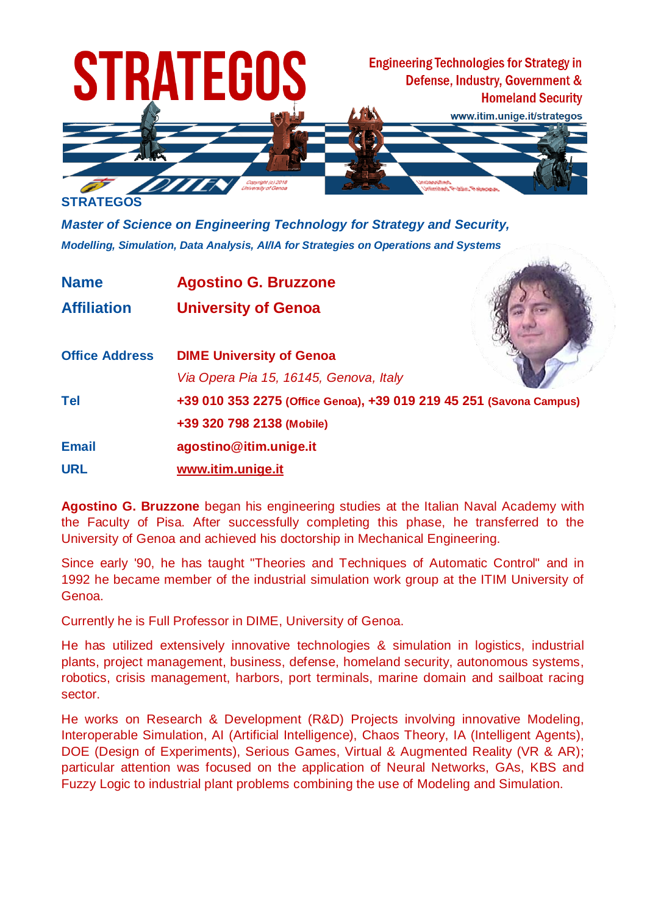# STRATEGOS

Engineering Technologies for Strategy in Defense, Industry, Government & Homeland Security

www.itim.unige.it/strategos

**STRATEGOS**

***Master of Science on Engineering Technology for Strategy and Security,***

***Modelling, Simulation, Data Analysis, AI/IA for Strategies on Operations and Systems***

| | |
|---|---|
| **Name** | **Agostino G. Bruzzone** |
| **Affiliation** | **University of Genoa** |
| **Office Address** | **DIME University of Genoa** |
| | *Via Opera Pia 15, 16145, Genova, Italy* |
| **Tel** | **+39 010 353 2275 (Office Genoa), +39 019 219 45 251 (Savona Campus)** |
| | **+39 320 798 2138 (Mobile)** |
| **Email** | **agostino@itim.unige.it** |
| **URL** | **www.itim.unige.it** |

**Agostino G. Bruzzone** began his engineering studies at the Italian Naval Academy with the Faculty of Pisa. After successfully completing this phase, he transferred to the University of Genoa and achieved his doctorship in Mechanical Engineering.

Since early '90, he has taught "Theories and Techniques of Automatic Control" and in 1992 he became member of the industrial simulation work group at the ITIM University of Genoa.

Currently he is Full Professor in DIME, University of Genoa.

He has utilized extensively innovative technologies & simulation in logistics, industrial plants, project management, business, defense, homeland security, autonomous systems, robotics, crisis management, harbors, port terminals, marine domain and sailboat racing sector.

He works on Research & Development (R&D) Projects involving innovative Modeling, Interoperable Simulation, AI (Artificial Intelligence), Chaos Theory, IA (Intelligent Agents), DOE (Design of Experiments), Serious Games, Virtual & Augmented Reality (VR & AR); particular attention was focused on the application of Neural Networks, GAs, KBS and Fuzzy Logic to industrial plant problems combining the use of Modeling and Simulation.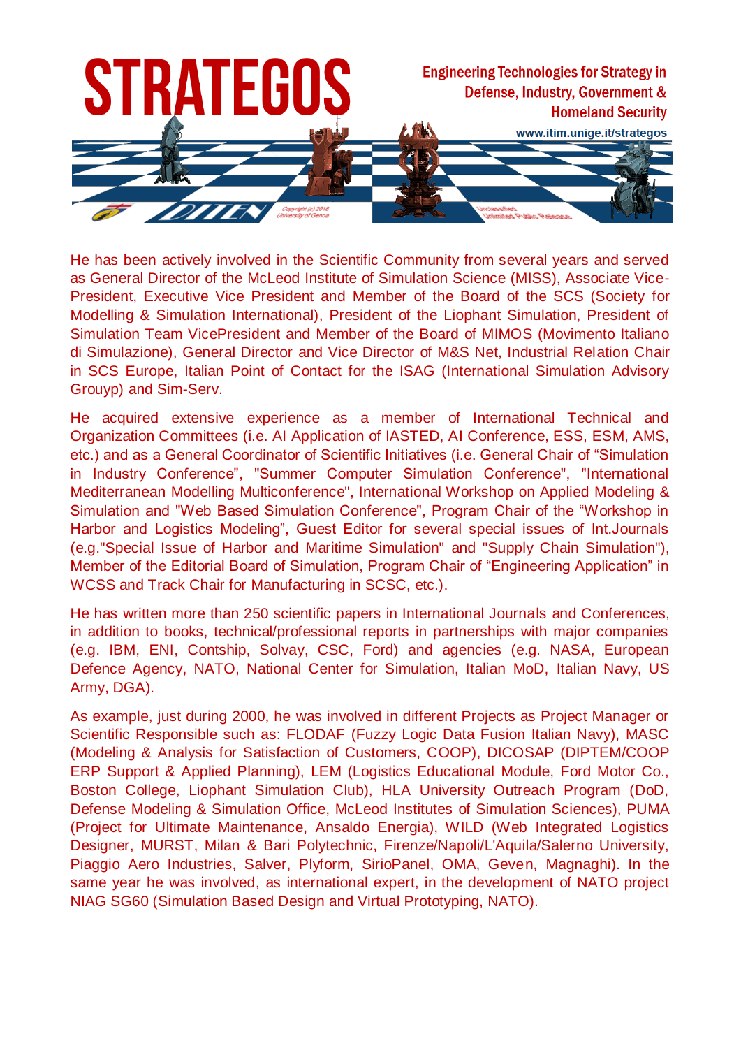He has been actively involved in the Scientific Community from several years and served as General Director of the McLeod Institute of Simulation Science (MISS), Associate Vice-President, Executive Vice President and Member of the Board of the SCS (Society for Modelling & Simulation International), President of the Liophant Simulation, President of Simulation Team VicePresident and Member of the Board of MIMOS (Movimento Italiano di Simulazione), General Director and Vice Director of M&S Net, Industrial Relation Chair in SCS Europe, Italian Point of Contact for the ISAG (International Simulation Advisory Grouyp) and Sim-Serv.

He acquired extensive experience as a member of International Technical and Organization Committees (i.e. AI Application of IASTED, AI Conference, ESS, ESM, AMS, etc.) and as a General Coordinator of Scientific Initiatives (i.e. General Chair of "Simulation in Industry Conference", "Summer Computer Simulation Conference", "International Mediterranean Modelling Multiconference", International Workshop on Applied Modeling & Simulation and "Web Based Simulation Conference", Program Chair of the "Workshop in Harbor and Logistics Modeling", Guest Editor for several special issues of Int.Journals (e.g."Special Issue of Harbor and Maritime Simulation" and "Supply Chain Simulation"), Member of the Editorial Board of Simulation, Program Chair of "Engineering Application" in WCSS and Track Chair for Manufacturing in SCSC, etc.).

He has written more than 250 scientific papers in International Journals and Conferences, in addition to books, technical/professional reports in partnerships with major companies (e.g. IBM, ENI, Contship, Solvay, CSC, Ford) and agencies (e.g. NASA, European Defence Agency, NATO, National Center for Simulation, Italian MoD, Italian Navy, US Army, DGA).

As example, just during 2000, he was involved in different Projects as Project Manager or Scientific Responsible such as: FLODAF (Fuzzy Logic Data Fusion Italian Navy), MASC (Modeling & Analysis for Satisfaction of Customers, COOP), DICOSAP (DIPTEM/COOP ERP Support & Applied Planning), LEM (Logistics Educational Module, Ford Motor Co., Boston College, Liophant Simulation Club), HLA University Outreach Program (DoD, Defense Modeling & Simulation Office, McLeod Institutes of Simulation Sciences), PUMA (Project for Ultimate Maintenance, Ansaldo Energia), WILD (Web Integrated Logistics Designer, MURST, Milan & Bari Polytechnic, Firenze/Napoli/L'Aquila/Salerno University, Piaggio Aero Industries, Salver, Plyform, SirioPanel, OMA, Geven, Magnaghi). In the same year he was involved, as international expert, in the development of NATO project NIAG SG60 (Simulation Based Design and Virtual Prototyping, NATO).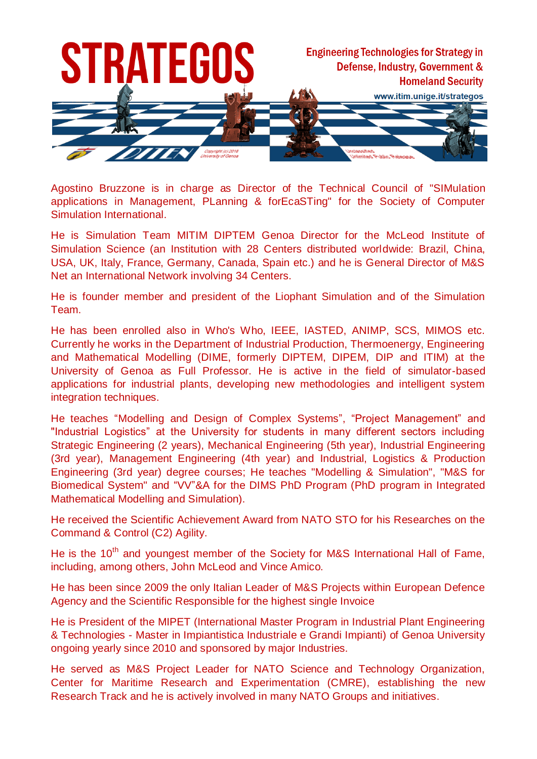Agostino Bruzzone is in charge as Director of the Technical Council of "SIMulation applications in Management, PLanning & forEcaSTing" for the Society of Computer Simulation International.

He is Simulation Team MITIM DIPTEM Genoa Director for the McLeod Institute of Simulation Science (an Institution with 28 Centers distributed worldwide: Brazil, China, USA, UK, Italy, France, Germany, Canada, Spain etc.) and he is General Director of M&S Net an International Network involving 34 Centers.

He is founder member and president of the Liophant Simulation and of the Simulation Team.

He has been enrolled also in Who's Who, IEEE, IASTED, ANIMP, SCS, MIMOS etc. Currently he works in the Department of Industrial Production, Thermoenergy, Engineering and Mathematical Modelling (DIME, formerly DIPTEM, DIPEM, DIP and ITIM) at the University of Genoa as Full Professor. He is active in the field of simulator-based applications for industrial plants, developing new methodologies and intelligent system integration techniques.

He teaches “Modelling and Design of Complex Systems”, “Project Management” and "Industrial Logistics” at the University for students in many different sectors including Strategic Engineering (2 years), Mechanical Engineering (5th year), Industrial Engineering (3rd year), Management Engineering (4th year) and Industrial, Logistics & Production Engineering (3rd year) degree courses; He teaches "Modelling & Simulation", "M&S for Biomedical System" and “VV”&A for the DIMS PhD Program (PhD program in Integrated Mathematical Modelling and Simulation).

He received the Scientific Achievement Award from NATO STO for his Researches on the Command & Control (C2) Agility.

He is the 10th and youngest member of the Society for M&S International Hall of Fame, including, among others, John McLeod and Vince Amico.

He has been since 2009 the only Italian Leader of M&S Projects within European Defence Agency and the Scientific Responsible for the highest single Invoice

He is President of the MIPET (International Master Program in Industrial Plant Engineering & Technologies - Master in Impiantistica Industriale e Grandi Impianti) of Genoa University ongoing yearly since 2010 and sponsored by major Industries.

He served as M&S Project Leader for NATO Science and Technology Organization, Center for Maritime Research and Experimentation (CMRE), establishing the new Research Track and he is actively involved in many NATO Groups and initiatives.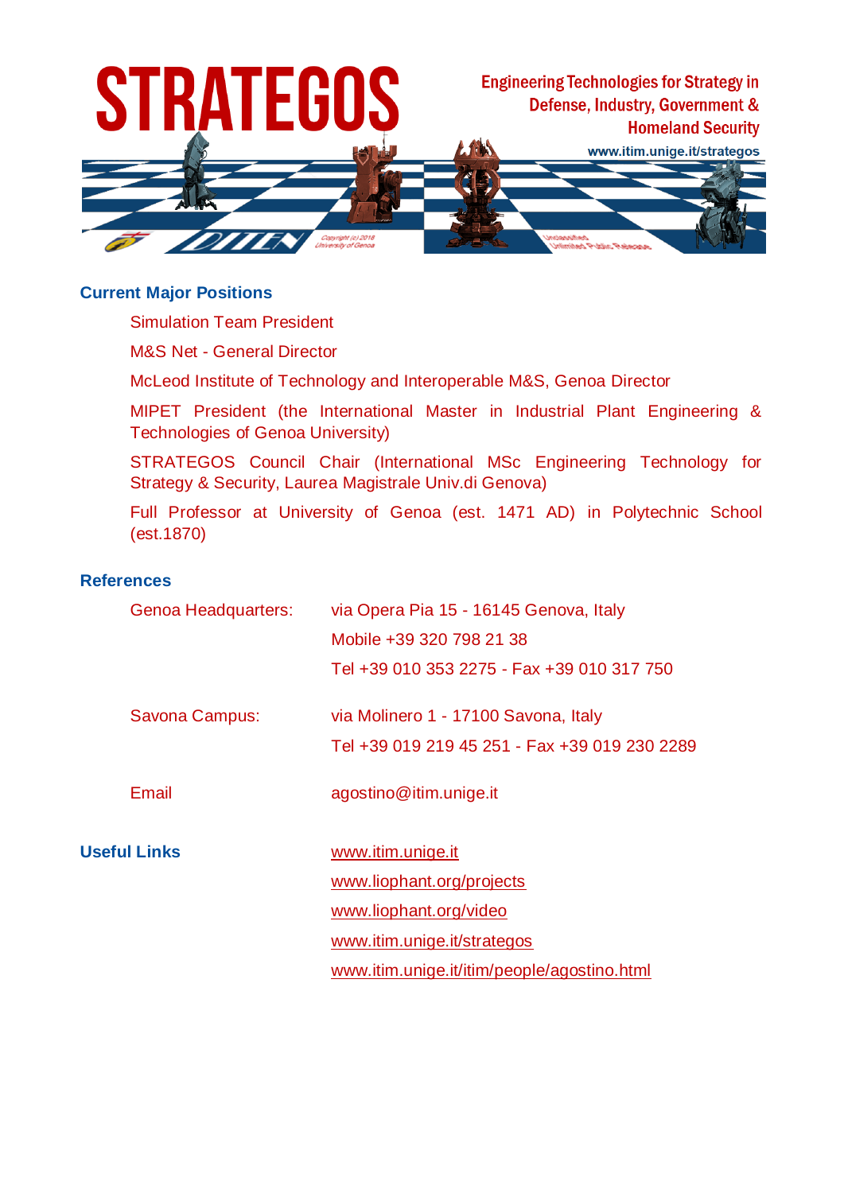# STRATEGOS

Engineering Technologies for Strategy in Defense, Industry, Government & Homeland Security

www.itim.unige.it/strategos

## Current Major Positions

Simulation Team President

M&S Net - General Director

McLeod Institute of Technology and Interoperable M&S, Genoa Director

MIPET President (the International Master in Industrial Plant Engineering & Technologies of Genoa University)

STRATEGOS Council Chair (International MSc Engineering Technology for Strategy & Security, Laurea Magistrale Univ.di Genova)

Full Professor at University of Genoa (est. 1471 AD) in Polytechnic School (est.1870)

## References

| | |
|---|---|
| Genoa Headquarters: | via Opera Pia 15 - 16145 Genova, Italy |
| | Mobile +39 320 798 21 38 |
| | Tel +39 010 353 2275 - Fax +39 010 317 750 |
| Savona Campus: | via Molinero 1 - 17100 Savona, Italy |
| | Tel +39 019 219 45 251 - Fax +39 019 230 2289 |
| Email | agostino@itim.unige.it |

## Useful Links

www.itim.unige.it

www.liophant.org/projects

www.liophant.org/video

www.itim.unige.it/strategos

www.itim.unige.it/itim/people/agostino.html